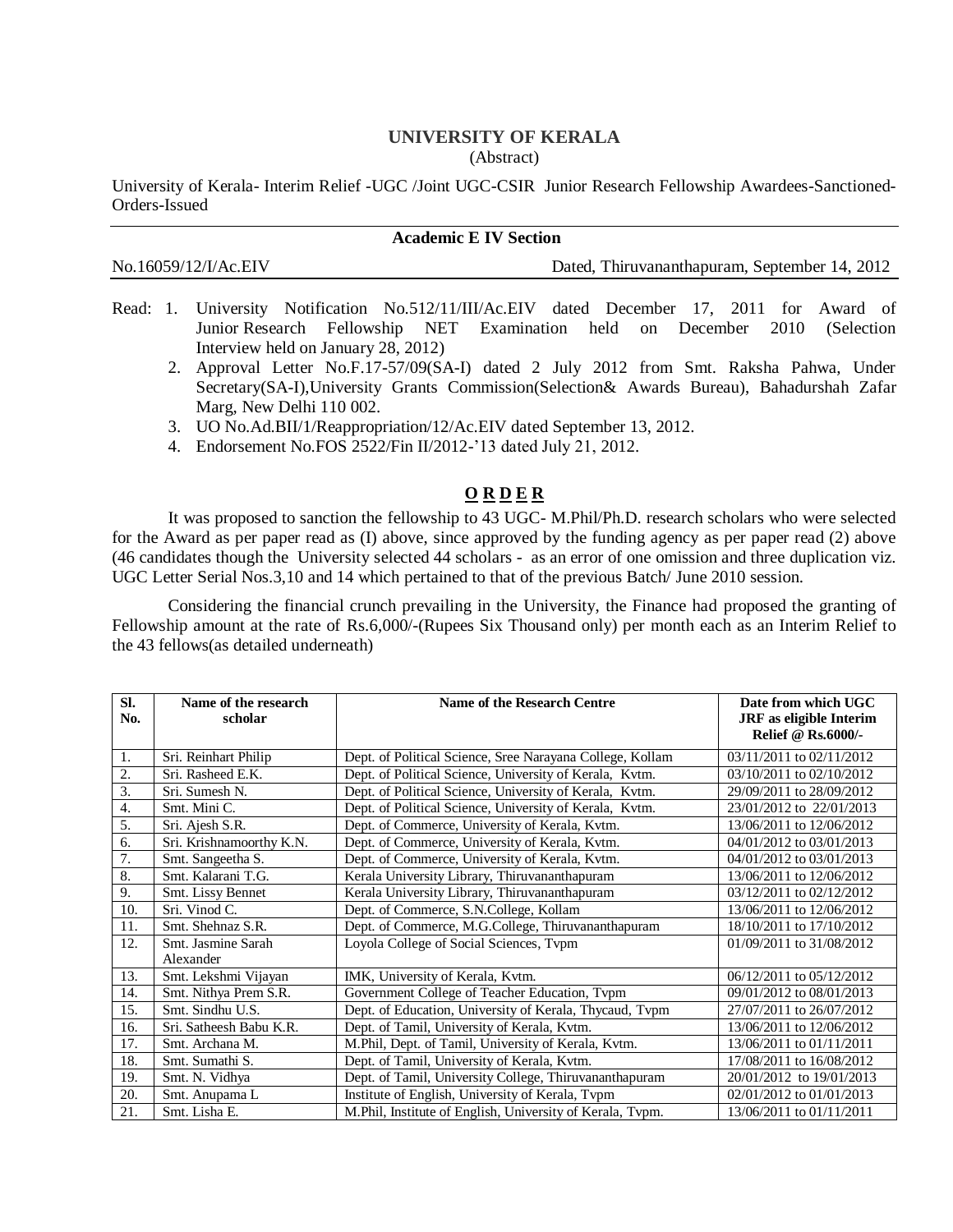# UNIVERSITY OF KERALA

(Abstract)

University of Kerala- Interim Relief -UGC /Joint UGC-CSIR Junior Research Fellowship Awardees-Sanctioned-Orders-Issued

**Academic E IV Section**

No.16059/12/I/Ac.EIV Dated, Thiruvananthapuram, September 14, 2012

Read:
1. University Notification No.512/11/III/Ac.EIV dated December 17, 2011 for Award of Junior Research Fellowship NET Examination held on December 2010 (Selection Interview held on January 28, 2012)
2. Approval Letter No.F.17-57/09(SA-I) dated 2 July 2012 from Smt. Raksha Pahwa, Under Secretary(SA-I),University Grants Commission(Selection& Awards Bureau), Bahadurshah Zafar Marg, New Delhi 110 002.
3. UO No.Ad.BII/1/Reappropriation/12/Ac.EIV dated September 13, 2012.
4. Endorsement No.FOS 2522/Fin II/2012-'13 dated July 21, 2012.

## O R D E R

It was proposed to sanction the fellowship to 43 UGC- M.Phil/Ph.D. research scholars who were selected for the Award as per paper read as (I) above, since approved by the funding agency as per paper read (2) above (46 candidates though the University selected 44 scholars - as an error of one omission and three duplication viz. UGC Letter Serial Nos.3,10 and 14 which pertained to that of the previous Batch/ June 2010 session.

Considering the financial crunch prevailing in the University, the Finance had proposed the granting of Fellowship amount at the rate of Rs.6,000/-(Rupees Six Thousand only) per month each as an Interim Relief to the 43 fellows(as detailed underneath)

| Sl. No. | Name of the research scholar | Name of the Research Centre | Date from which UGC JRF as eligible Interim Relief @ Rs.6000/- |
|---|---|---|---|
| 1. | Sri. Reinhart Philip | Dept. of Political Science, Sree Narayana College, Kollam | 03/11/2011 to 02/11/2012 |
| 2. | Sri. Rasheed E.K. | Dept. of Political Science, University of Kerala, Kvtm. | 03/10/2011 to 02/10/2012 |
| 3. | Sri. Sumesh N. | Dept. of Political Science, University of Kerala, Kvtm. | 29/09/2011 to 28/09/2012 |
| 4. | Smt. Mini C. | Dept. of Political Science, University of Kerala, Kvtm. | 23/01/2012 to 22/01/2013 |
| 5. | Sri. Ajesh S.R. | Dept. of Commerce, University of Kerala, Kvtm. | 13/06/2011 to 12/06/2012 |
| 6. | Sri. Krishnamoorthy K.N. | Dept. of Commerce, University of Kerala, Kvtm. | 04/01/2012 to 03/01/2013 |
| 7. | Smt. Sangeetha S. | Dept. of Commerce, University of Kerala, Kvtm. | 04/01/2012 to 03/01/2013 |
| 8. | Smt. Kalarani T.G. | Kerala University Library, Thiruvananthapuram | 13/06/2011 to 12/06/2012 |
| 9. | Smt. Lissy Bennet | Kerala University Library, Thiruvananthapuram | 03/12/2011 to 02/12/2012 |
| 10. | Sri. Vinod C. | Dept. of Commerce, S.N.College, Kollam | 13/06/2011 to 12/06/2012 |
| 11. | Smt. Shehnaz S.R. | Dept. of Commerce, M.G.College, Thiruvananthapuram | 18/10/2011 to 17/10/2012 |
| 12. | Smt. Jasmine Sarah Alexander | Loyola College of Social Sciences, Tvpm | 01/09/2011 to 31/08/2012 |
| 13. | Smt. Lekshmi Vijayan | IMK, University of Kerala, Kvtm. | 06/12/2011 to 05/12/2012 |
| 14. | Smt. Nithya Prem S.R. | Government College of Teacher Education, Tvpm | 09/01/2012 to 08/01/2013 |
| 15. | Smt. Sindhu U.S. | Dept. of Education, University of Kerala, Thycaud, Tvpm | 27/07/2011 to 26/07/2012 |
| 16. | Sri. Satheesh Babu K.R. | Dept. of Tamil, University of Kerala, Kvtm. | 13/06/2011 to 12/06/2012 |
| 17. | Smt. Archana M. | M.Phil, Dept. of Tamil, University of Kerala, Kvtm. | 13/06/2011 to 01/11/2011 |
| 18. | Smt. Sumathi S. | Dept. of Tamil, University of Kerala, Kvtm. | 17/08/2011 to 16/08/2012 |
| 19. | Smt. N. Vidhya | Dept. of Tamil, University College, Thiruvananthapuram | 20/01/2012 to 19/01/2013 |
| 20. | Smt. Anupama L | Institute of English, University of Kerala, Tvpm | 02/01/2012 to 01/01/2013 |
| 21. | Smt. Lisha E. | M.Phil, Institute of English, University of Kerala, Tvpm. | 13/06/2011 to 01/11/2011 |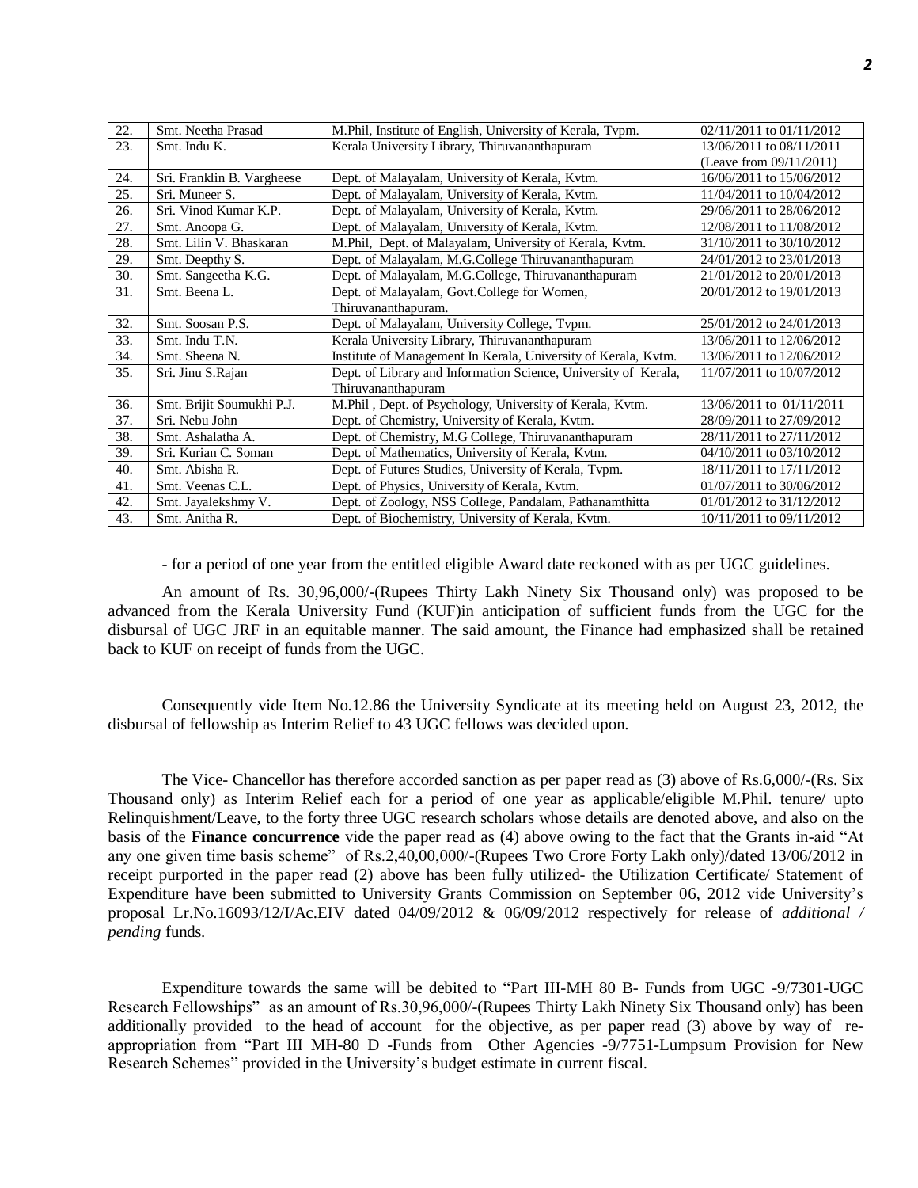| | | | |
|---|---|---|---|
| 22. | Smt. Neetha Prasad | M.Phil, Institute of English, University of Kerala, Tvpm. | 02/11/2011 to 01/11/2012 |
| 23. | Smt. Indu K. | Kerala University Library, Thiruvananthapuram | 13/06/2011 to 08/11/2011 (Leave from 09/11/2011) |
| 24. | Sri. Franklin B. Vargheese | Dept. of Malayalam, University of Kerala, Kvtm. | 16/06/2011 to 15/06/2012 |
| 25. | Sri. Muneer S. | Dept. of Malayalam, University of Kerala, Kvtm. | 11/04/2011 to 10/04/2012 |
| 26. | Sri. Vinod Kumar K.P. | Dept. of Malayalam, University of Kerala, Kvtm. | 29/06/2011 to 28/06/2012 |
| 27. | Smt. Anoopa G. | Dept. of Malayalam, University of Kerala, Kvtm. | 12/08/2011 to 11/08/2012 |
| 28. | Smt. Lilin V. Bhaskaran | M.Phil, Dept. of Malayalam, University of Kerala, Kvtm. | 31/10/2011 to 30/10/2012 |
| 29. | Smt. Deepthy S. | Dept. of Malayalam, M.G.College Thiruvananthapuram | 24/01/2012 to 23/01/2013 |
| 30. | Smt. Sangeetha K.G. | Dept. of Malayalam, M.G.College, Thiruvananthapuram | 21/01/2012 to 20/01/2013 |
| 31. | Smt. Beena L. | Dept. of Malayalam, Govt.College for Women, Thiruvananthapuram. | 20/01/2012 to 19/01/2013 |
| 32. | Smt. Soosan P.S. | Dept. of Malayalam, University College, Tvpm. | 25/01/2012 to 24/01/2013 |
| 33. | Smt. Indu T.N. | Kerala University Library, Thiruvananthapuram | 13/06/2011 to 12/06/2012 |
| 34. | Smt. Sheena N. | Institute of Management In Kerala, University of Kerala, Kvtm. | 13/06/2011 to 12/06/2012 |
| 35. | Sri. Jinu S.Rajan | Dept. of Library and Information Science, University of Kerala, Thiruvananthapuram | 11/07/2011 to 10/07/2012 |
| 36. | Smt. Brijit Soumukhi P.J. | M.Phil , Dept. of Psychology, University of Kerala, Kvtm. | 13/06/2011 to 01/11/2011 |
| 37. | Sri. Nebu John | Dept. of Chemistry, University of Kerala, Kvtm. | 28/09/2011 to 27/09/2012 |
| 38. | Smt. Ashalatha A. | Dept. of Chemistry, M.G College, Thiruvananthapuram | 28/11/2011 to 27/11/2012 |
| 39. | Sri. Kurian C. Soman | Dept. of Mathematics, University of Kerala, Kvtm. | 04/10/2011 to 03/10/2012 |
| 40. | Smt. Abisha R. | Dept. of Futures Studies, University of Kerala, Tvpm. | 18/11/2011 to 17/11/2012 |
| 41. | Smt. Veenas C.L. | Dept. of Physics, University of Kerala, Kvtm. | 01/07/2011 to 30/06/2012 |
| 42. | Smt. Jayalekshmy V. | Dept. of Zoology, NSS College, Pandalam, Pathanamthitta | 01/01/2012 to 31/12/2012 |
| 43. | Smt. Anitha R. | Dept. of Biochemistry, University of Kerala, Kvtm. | 10/11/2011 to 09/11/2012 |

- for a period of one year from the entitled eligible Award date reckoned with as per UGC guidelines.

An amount of Rs. 30,96,000/-(Rupees Thirty Lakh Ninety Six Thousand only) was proposed to be advanced from the Kerala University Fund (KUF)in anticipation of sufficient funds from the UGC for the disbursal of UGC JRF in an equitable manner. The said amount, the Finance had emphasized shall be retained back to KUF on receipt of funds from the UGC.

Consequently vide Item No.12.86 the University Syndicate at its meeting held on August 23, 2012, the disbursal of fellowship as Interim Relief to 43 UGC fellows was decided upon.

The Vice- Chancellor has therefore accorded sanction as per paper read as (3) above of Rs.6,000/-(Rs. Six Thousand only) as Interim Relief each for a period of one year as applicable/eligible M.Phil. tenure/ upto Relinquishment/Leave, to the forty three UGC research scholars whose details are denoted above, and also on the basis of the **Finance concurrence** vide the paper read as (4) above owing to the fact that the Grants in-aid "At any one given time basis scheme" of Rs.2,40,00,000/-(Rupees Two Crore Forty Lakh only)/dated 13/06/2012 in receipt purported in the paper read (2) above has been fully utilized- the Utilization Certificate/ Statement of Expenditure have been submitted to University Grants Commission on September 06, 2012 vide University's proposal Lr.No.16093/12/I/Ac.EIV dated 04/09/2012 & 06/09/2012 respectively for release of *additional / pending* funds.

Expenditure towards the same will be debited to "Part III-MH 80 B- Funds from UGC -9/7301-UGC Research Fellowships" as an amount of Rs.30,96,000/-(Rupees Thirty Lakh Ninety Six Thousand only) has been additionally provided to the head of account for the objective, as per paper read (3) above by way of re-appropriation from "Part III MH-80 D -Funds from Other Agencies -9/7751-Lumpsum Provision for New Research Schemes" provided in the University's budget estimate in current fiscal.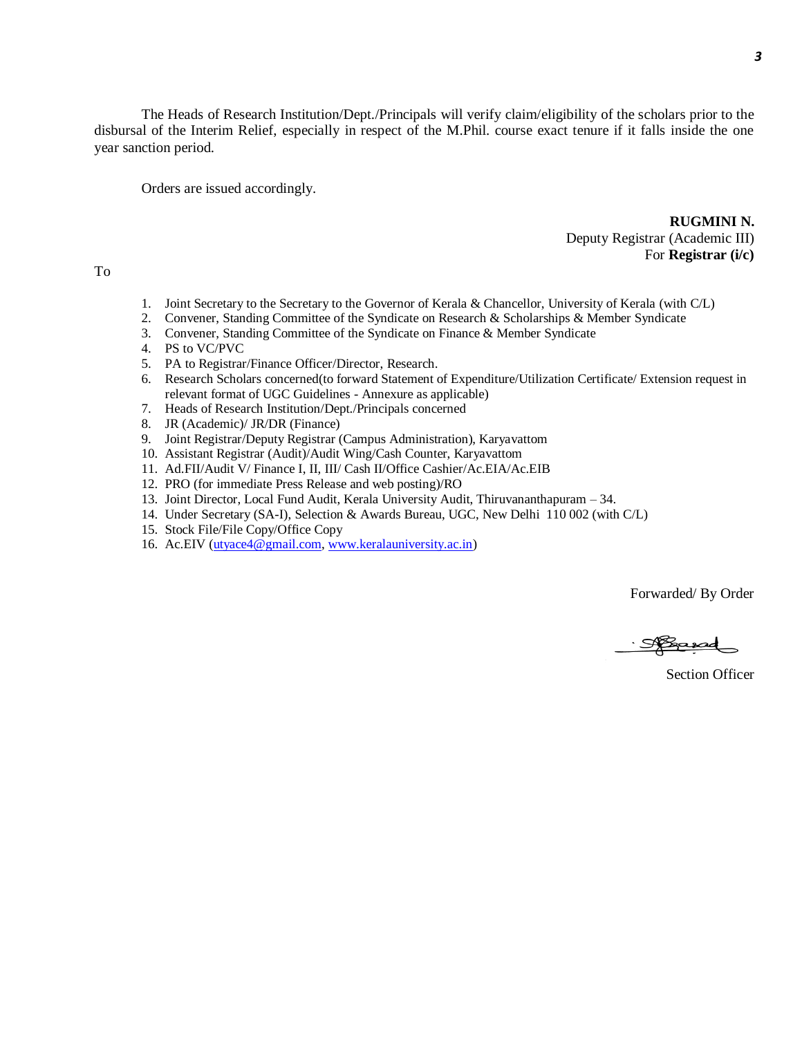The Heads of Research Institution/Dept./Principals will verify claim/eligibility of the scholars prior to the disbursal of the Interim Relief, especially in respect of the M.Phil. course exact tenure if it falls inside the one year sanction period.

Orders are issued accordingly.

**RUGMINI N.**
Deputy Registrar (Academic III)
For **Registrar (i/c)**

To

1. Joint Secretary to the Secretary to the Governor of Kerala & Chancellor, University of Kerala (with C/L)
2. Convener, Standing Committee of the Syndicate on Research & Scholarships & Member Syndicate
3. Convener, Standing Committee of the Syndicate on Finance & Member Syndicate
4. PS to VC/PVC
5. PA to Registrar/Finance Officer/Director, Research.
6. Research Scholars concerned(to forward Statement of Expenditure/Utilization Certificate/ Extension request in relevant format of UGC Guidelines - Annexure as applicable)
7. Heads of Research Institution/Dept./Principals concerned
8. JR (Academic)/ JR/DR (Finance)
9. Joint Registrar/Deputy Registrar (Campus Administration), Karyavattom
10. Assistant Registrar (Audit)/Audit Wing/Cash Counter, Karyavattom
11. Ad.FII/Audit V/ Finance I, II, III/ Cash II/Office Cashier/Ac.EIA/Ac.EIB
12. PRO (for immediate Press Release and web posting)/RO
13. Joint Director, Local Fund Audit, Kerala University Audit, Thiruvananthapuram – 34.
14. Under Secretary (SA-I), Selection & Awards Bureau, UGC, New Delhi 110 002 (with C/L)
15. Stock File/File Copy/Office Copy
16. Ac.EIV (utyace4@gmail.com, www.keralauniversity.ac.in)

Forwarded/ By Order

Section Officer